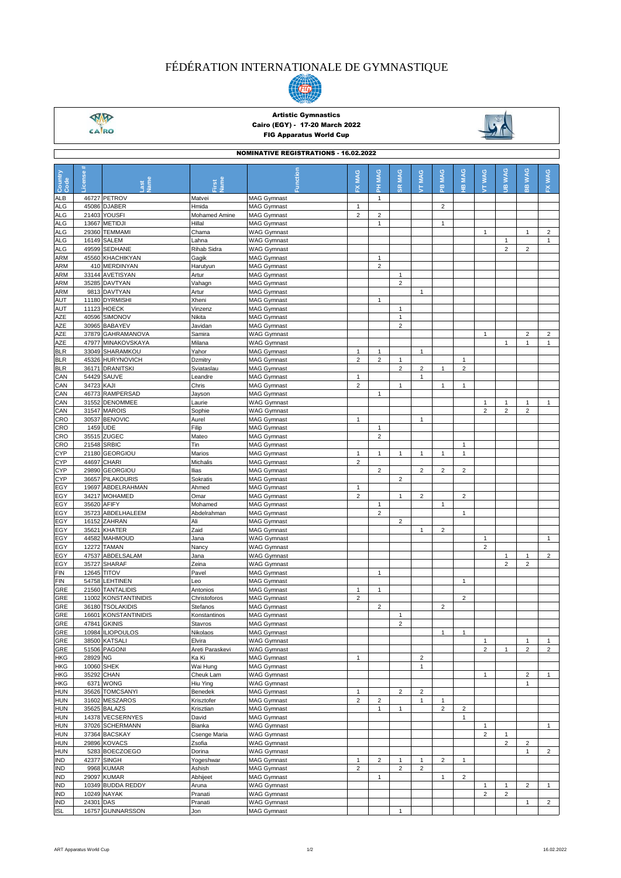# FÉDÉRATION INTERNATIONALE DE GYMNASTIQUE

**Artistic Gymnastics**
**Cairo (EGY) - 17-20 March 2022**
**FIG Apparatus World Cup**

## NOMINATIVE REGISTRATIONS - 16.02.2022

| Country Code | License # | Last Name | First Name | Function | FX MAG | PH MAG | SR MAG | VT MAG | PB MAG | HB MAG | VT WAG | UB WAG | BB WAG | FX WAG |
|---|---|---|---|---|---|---|---|---|---|---|---|---|---|---|
| ALB | 46727 | PETROV | Matvei | MAG Gymnast | | 1 | | | | | | | | |
| ALG | 45086 | DJABER | Hmida | MAG Gymnast | 1 | | | | 2 | | | | | |
| ALG | 21403 | YOUSFI | Mohamed Amine | MAG Gymnast | 2 | 2 | | | | | | | | |
| ALG | 13667 | METIDJI | Hillal | MAG Gymnast | | 1 | | | 1 | | | | | |
| ALG | 29360 | TEMMAMI | Chama | WAG Gymnast | | | | | | | 1 | | 1 | 2 |
| ALG | 16149 | SALEM | Lahna | WAG Gymnast | | | | | | | | 1 | | 1 |
| ALG | 49599 | SEDHANE | Rihab Sidra | WAG Gymnast | | | | | | | | 2 | 2 | |
| ARM | 45560 | KHACHIKYAN | Gagik | MAG Gymnast | | 1 | | | | | | | | |
| ARM | 410 | MERDINYAN | Harutyun | MAG Gymnast | | 2 | | | | | | | | |
| ARM | 33144 | AVETISYAN | Artur | MAG Gymnast | | | 1 | | | | | | | |
| ARM | 35285 | DAVTYAN | Vahagn | MAG Gymnast | | | 2 | | | | | | | |
| ARM | 9813 | DAVTYAN | Artur | MAG Gymnast | | | | 1 | | | | | | |
| AUT | 11180 | DYRMISHI | Xheni | MAG Gymnast | | 1 | | | | | | | | |
| AUT | 11123 | HOECK | Vinzenz | MAG Gymnast | | | 1 | | | | | | | |
| AZE | 40596 | SIMONOV | Nikita | MAG Gymnast | | | 1 | | | | | | | |
| AZE | 30965 | BABAYEV | Javidan | MAG Gymnast | | | 2 | | | | | | | |
| AZE | 37879 | GAHRAMANOVA | Samira | WAG Gymnast | | | | | | | 1 | | 2 | 2 |
| AZE | 47977 | MINAKOVSKAYA | Milana | WAG Gymnast | | | | | | | | 1 | 1 | 1 |
| BLR | 33049 | SHARAMKOU | Yahor | MAG Gymnast | 1 | 1 | | 1 | | | | | | |
| BLR | 45326 | HURYNOVICH | Dzmitry | MAG Gymnast | 2 | 2 | 1 | | | 1 | | | | |
| BLR | 36171 | DRANITSKI | Sviataslau | MAG Gymnast | | | 2 | 2 | 1 | 2 | | | | |
| CAN | 54429 | SAUVE | Leandre | MAG Gymnast | 1 | | | 1 | | | | | | |
| CAN | 34723 | KAJI | Chris | MAG Gymnast | 2 | | 1 | | 1 | 1 | | | | |
| CAN | 46773 | RAMPERSAD | Jayson | MAG Gymnast | | 1 | | | | | | | | |
| CAN | 31552 | DENOMMEE | Laurie | WAG Gymnast | | | | | | | 1 | 1 | 1 | 1 |
| CAN | 31547 | MAROIS | Sophie | WAG Gymnast | | | | | | | 2 | 2 | 2 | |
| CRO | 30537 | BENOVIC | Aurel | MAG Gymnast | 1 | | | 1 | | | | | | |
| CRO | 1459 | UDE | Filip | MAG Gymnast | | 1 | | | | | | | | |
| CRO | 35515 | ZUGEC | Mateo | MAG Gymnast | | 2 | | | | | | | | |
| CRO | 21548 | SRBIC | Tin | MAG Gymnast | | | | | | 1 | | | | |
| CYP | 21180 | GEORGIOU | Marios | MAG Gymnast | 1 | 1 | 1 | 1 | 1 | 1 | | | | |
| CYP | 44697 | CHARI | Michalis | MAG Gymnast | 2 | | | | | | | | | |
| CYP | 29890 | GEORGIOU | Ilias | MAG Gymnast | | 2 | | 2 | 2 | 2 | | | | |
| CYP | 36657 | PILAKOURIS | Sokratis | MAG Gymnast | | | 2 | | | | | | | |
| EGY | 19697 | ABDELRAHMAN | Ahmed | MAG Gymnast | 1 | | | | | | | | | |
| EGY | 34217 | MOHAMED | Omar | MAG Gymnast | 2 | | 1 | 2 | | 2 | | | | |
| EGY | 35620 | AFIFY | Mohamed | MAG Gymnast | | 1 | | | 1 | | | | | |
| EGY | 35723 | ABDELHALEEM | Abdelrahman | MAG Gymnast | | 2 | | | | 1 | | | | |
| EGY | 16152 | ZAHRAN | Ali | MAG Gymnast | | | 2 | | | | | | | |
| EGY | 35621 | KHATER | Zaid | MAG Gymnast | | | | 1 | 2 | | | | | |
| EGY | 44582 | MAHMOUD | Jana | WAG Gymnast | | | | | | | 1 | | | 1 |
| EGY | 12272 | TAMAN | Nancy | WAG Gymnast | | | | | | | 2 | | | |
| EGY | 47537 | ABDELSALAM | Jana | WAG Gymnast | | | | | | | | 1 | 1 | 2 |
| EGY | 35727 | SHARAF | Zeina | WAG Gymnast | | | | | | | | 2 | 2 | |
| FIN | 12645 | TITOV | Pavel | MAG Gymnast | | 1 | | | | | | | | |
| FIN | 54758 | LEHTINEN | Leo | MAG Gymnast | | | | | | 1 | | | | |
| GRE | 21560 | TANTALIDIS | Antonios | MAG Gymnast | 1 | 1 | | | | | | | | |
| GRE | 11002 | KONSTANTINIDIS | Christoforos | MAG Gymnast | 2 | | | | | 2 | | | | |
| GRE | 36180 | TSOLAKIDIS | Stefanos | MAG Gymnast | | 2 | | | 2 | | | | | |
| GRE | 16601 | KONSTANTINIDIS | Konstantinos | MAG Gymnast | | | 1 | | | | | | | |
| GRE | 47841 | GKINIS | Stavros | MAG Gymnast | | | 2 | | | | | | | |
| GRE | 10984 | ILIOPOULOS | Nikolaos | MAG Gymnast | | | | | 1 | 1 | | | | |
| GRE | 38500 | KATSALI | Elvira | WAG Gymnast | | | | | | | 1 | | 1 | 1 |
| GRE | 51506 | PAGONI | Areti Paraskevi | WAG Gymnast | | | | | | | 2 | 1 | 2 | 2 |
| HKG | 28929 | NG | Ka Ki | MAG Gymnast | 1 | | | 2 | | | | | | |
| HKG | 10060 | SHEK | Wai Hung | MAG Gymnast | | | | 1 | | | | | | |
| HKG | 35292 | CHAN | Cheuk Lam | WAG Gymnast | | | | | | | 1 | | 2 | 1 |
| HKG | 6371 | WONG | Hiu Ying | WAG Gymnast | | | | | | | | | 1 | |
| HUN | 35626 | TOMCSANYI | Benedek | MAG Gymnast | 1 | | 2 | 2 | | | | | | |
| HUN | 31602 | MESZAROS | Krisztofer | MAG Gymnast | 2 | 2 | | 1 | 1 | | | | | |
| HUN | 35625 | BALAZS | Krisztian | MAG Gymnast | | 1 | 1 | | 2 | 2 | | | | |
| HUN | 14378 | VECSERNYES | David | MAG Gymnast | | | | | | 1 | | | | |
| HUN | 37026 | SCHERMANN | Bianka | WAG Gymnast | | | | | | | 1 | | | 1 |
| HUN | 37364 | BACSKAY | Csenge Maria | WAG Gymnast | | | | | | | 2 | 1 | | |
| HUN | 29896 | KOVACS | Zsofia | WAG Gymnast | | | | | | | | 2 | 2 | |
| HUN | 5283 | BOECZOEGO | Dorina | WAG Gymnast | | | | | | | | | 1 | 2 |
| IND | 42377 | SINGH | Yogeshwar | MAG Gymnast | 1 | 2 | 1 | 1 | 2 | 1 | | | | |
| IND | 9968 | KUMAR | Ashish | MAG Gymnast | 2 | | 2 | 2 | | | | | | |
| IND | 29097 | KUMAR | Abhijeet | MAG Gymnast | | 1 | | | 1 | 2 | | | | |
| IND | 10349 | BUDDA REDDY | Aruna | WAG Gymnast | | | | | | | 1 | 1 | 2 | 1 |
| IND | 10249 | NAYAK | Pranati | WAG Gymnast | | | | | | | 2 | 2 | | |
| IND | 24301 | DAS | Pranati | WAG Gymnast | | | | | | | | | 1 | 2 |
| ISL | 16757 | GUNNARSSON | Jon | MAG Gymnast | | | 1 | | | | | | | |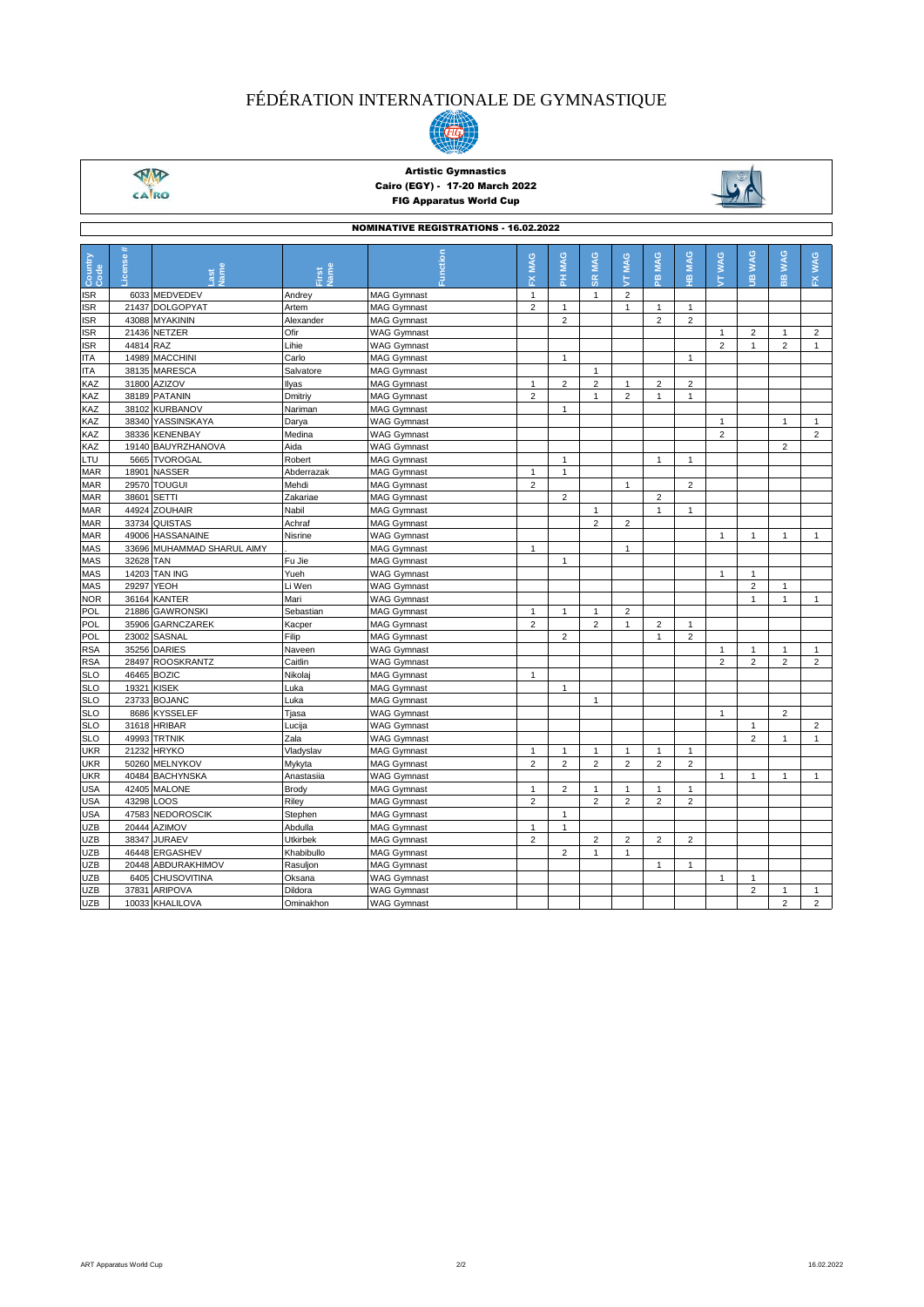# FÉDÉRATION INTERNATIONALE DE GYMNASTIQUE

**Artistic Gymnastics**
**Cairo (EGY) - 17-20 March 2022**
**FIG Apparatus World Cup**

**NOMINATIVE REGISTRATIONS - 16.02.2022**

| Country Code | License # | Last Name | First Name | Function | FX MAG | PH MAG | SR MAG | VT MAG | PB MAG | HB MAG | VT WAG | UB WAG | BB WAG | FX WAG |
|---|---|---|---|---|---|---|---|---|---|---|---|---|---|---|
| ISR | 6033 | MEDVEDEV | Andrey | MAG Gymnast | 1 | | 1 | 2 | | | | | | |
| ISR | 21437 | DOLGOPYAT | Artem | MAG Gymnast | 2 | 1 | | 1 | 1 | 1 | | | | |
| ISR | 43088 | MYAKININ | Alexander | MAG Gymnast | | 2 | | | 2 | 2 | | | | |
| ISR | 21436 | NETZER | Ofir | WAG Gymnast | | | | | | | 1 | 2 | 1 | 2 |
| ISR | 44814 | RAZ | Lihie | WAG Gymnast | | | | | | | 2 | 1 | 2 | 1 |
| ITA | 14989 | MACCHINI | Carlo | MAG Gymnast | | 1 | | | | 1 | | | | |
| ITA | 38135 | MARESCA | Salvatore | MAG Gymnast | | | 1 | | | | | | | |
| KAZ | 31800 | AZIZOV | Ilyas | MAG Gymnast | 1 | 2 | 2 | 1 | 2 | 2 | | | | |
| KAZ | 38189 | PATANIN | Dmitriy | MAG Gymnast | 2 | | 1 | 2 | 1 | 1 | | | | |
| KAZ | 38102 | KURBANOV | Nariman | MAG Gymnast | | 1 | | | | | | | | |
| KAZ | 38340 | YASSINSKAYA | Darya | WAG Gymnast | | | | | | | 1 | | 1 | 1 |
| KAZ | 38336 | KENENBAY | Medina | WAG Gymnast | | | | | | | 2 | | | 2 |
| KAZ | 19140 | BAUYRZHANOVA | Aida | WAG Gymnast | | | | | | | | | 2 | |
| LTU | 5665 | TVOROGAL | Robert | MAG Gymnast | | 1 | | | 1 | 1 | | | | |
| MAR | 18901 | NASSER | Abderrazak | MAG Gymnast | 1 | 1 | | | | | | | | |
| MAR | 29570 | TOUGUI | Mehdi | MAG Gymnast | 2 | | | 1 | | 2 | | | | |
| MAR | 38601 | SETTI | Zakariae | MAG Gymnast | | 2 | | | 2 | | | | | |
| MAR | 44924 | ZOUHAIR | Nabil | MAG Gymnast | | | 1 | | 1 | 1 | | | | |
| MAR | 33734 | QUISTAS | Achraf | MAG Gymnast | | | 2 | 2 | | | | | | |
| MAR | 49006 | HASSANAINE | Nisrine | WAG Gymnast | | | | | | | 1 | 1 | 1 | 1 |
| MAS | 33696 | MUHAMMAD SHARUL AIMY | . | MAG Gymnast | 1 | | | 1 | | | | | | |
| MAS | 32628 | TAN | Fu Jie | MAG Gymnast | | 1 | | | | | | | | |
| MAS | 14203 | TAN ING | Yueh | WAG Gymnast | | | | | | | 1 | 1 | | |
| MAS | 29297 | YEOH | Li Wen | WAG Gymnast | | | | | | | | 2 | 1 | |
| NOR | 36164 | KANTER | Mari | WAG Gymnast | | | | | | | | 1 | 1 | 1 |
| POL | 21886 | GAWRONSKI | Sebastian | MAG Gymnast | 1 | 1 | 1 | 2 | | | | | | |
| POL | 35906 | GARNCZAREK | Kacper | MAG Gymnast | 2 | | 2 | 1 | 2 | 1 | | | | |
| POL | 23002 | SASNAL | Filip | MAG Gymnast | | 2 | | | 1 | 2 | | | | |
| RSA | 35256 | DARIES | Naveen | WAG Gymnast | | | | | | | 1 | 1 | 1 | 1 |
| RSA | 28497 | ROOSKRANTZ | Caitlin | WAG Gymnast | | | | | | | 2 | 2 | 2 | 2 |
| SLO | 46465 | BOZIC | Nikolaj | MAG Gymnast | 1 | | | | | | | | | |
| SLO | 19321 | KISEK | Luka | MAG Gymnast | | 1 | | | | | | | | |
| SLO | 23733 | BOJANC | Luka | MAG Gymnast | | | 1 | | | | | | | |
| SLO | 8686 | KYSSELEF | Tjasa | WAG Gymnast | | | | | | | 1 | | 2 | |
| SLO | 31618 | HRIBAR | Lucija | WAG Gymnast | | | | | | | | 1 | | 2 |
| SLO | 49993 | TRTNIK | Zala | WAG Gymnast | | | | | | | | 2 | 1 | 1 |
| UKR | 21232 | HRYKO | Vladyslav | MAG Gymnast | 1 | 1 | 1 | 1 | 1 | 1 | | | | |
| UKR | 50260 | MELNYKOV | Mykyta | MAG Gymnast | 2 | 2 | 2 | 2 | 2 | 2 | | | | |
| UKR | 40484 | BACHYNSKA | Anastasiia | WAG Gymnast | | | | | | | 1 | 1 | 1 | 1 |
| USA | 42405 | MALONE | Brody | MAG Gymnast | 1 | 2 | 1 | 1 | 1 | 1 | | | | |
| USA | 43298 | LOOS | Riley | MAG Gymnast | 2 | | 2 | 2 | 2 | 2 | | | | |
| USA | 47583 | NEDOROSCIK | Stephen | MAG Gymnast | | 1 | | | | | | | | |
| UZB | 20444 | AZIMOV | Abdulla | MAG Gymnast | 1 | 1 | | | | | | | | |
| UZB | 38347 | JURAEV | Utkirbek | MAG Gymnast | 2 | | 2 | 2 | 2 | 2 | | | | |
| UZB | 46448 | ERGASHEV | Khabibullo | MAG Gymnast | | 2 | 1 | 1 | | | | | | |
| UZB | 20448 | ABDURAKHIMOV | Rasuljon | MAG Gymnast | | | | | 1 | 1 | | | | |
| UZB | 6405 | CHUSOVITINA | Oksana | WAG Gymnast | | | | | | | 1 | 1 | | |
| UZB | 37831 | ARIPOVA | Dildora | WAG Gymnast | | | | | | | | 2 | 1 | 1 |
| UZB | 10033 | KHALILOVA | Ominakhon | WAG Gymnast | | | | | | | | | 2 | 2 |